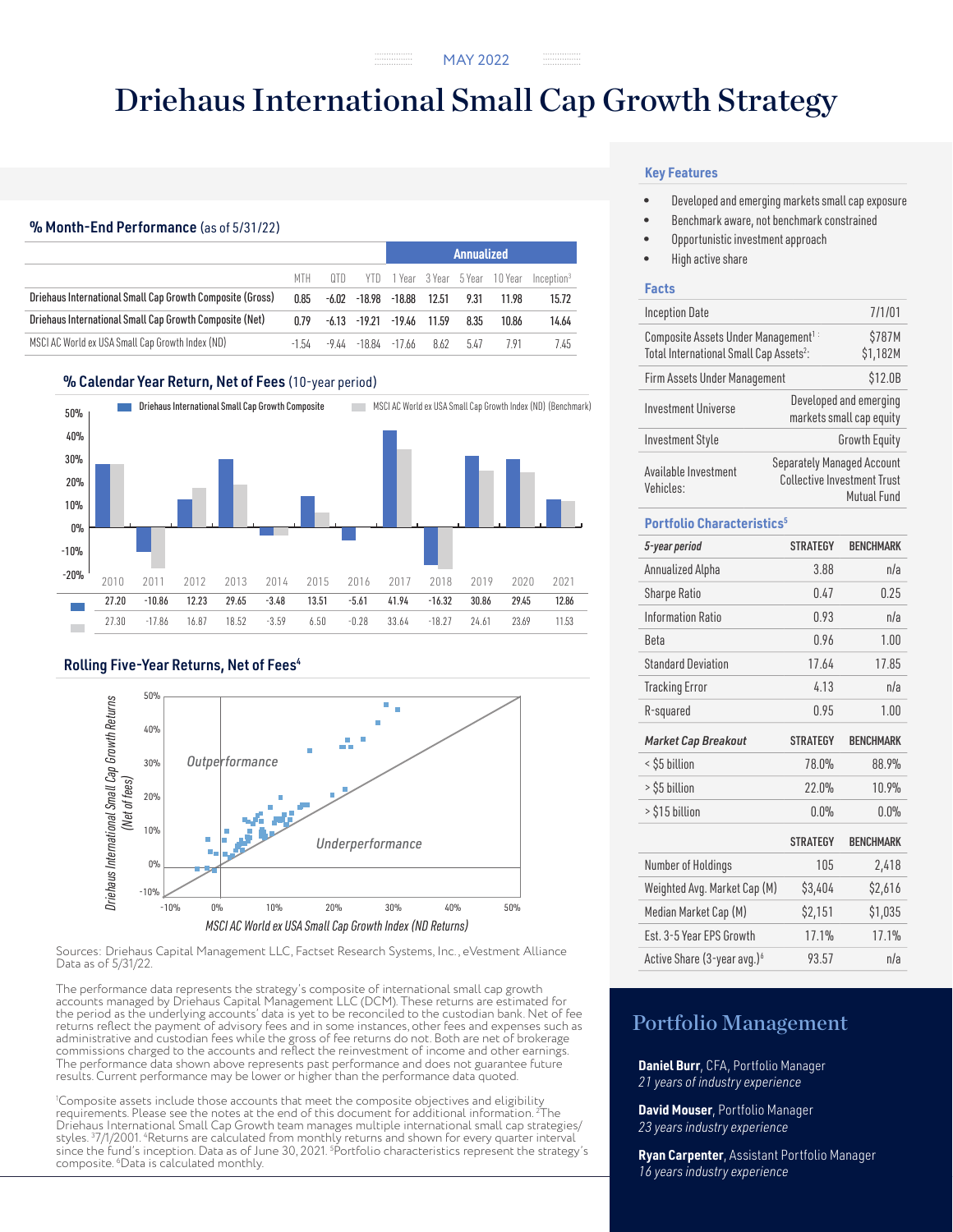MAY 2022

# Driehaus International Small Cap Growth Strategy

## % Month-End Performance (as of 5/31/22)

| | MTH | QTD | YTD | 1 Year | 3 Year | 5 Year | 10 Year | Inception[3] |
|---|---|---|---|---|---|---|---|---|
| | | | | Annualized | | | | |
| Driehaus International Small Cap Growth Composite (Gross) | 0.85 | -6.02 | -18.98 | -18.88 | 12.51 | 9.31 | 11.98 | 15.72 |
| Driehaus International Small Cap Growth Composite (Net) | 0.79 | -6.13 | -19.21 | -19.46 | 11.59 | 8.35 | 10.86 | 14.64 |
| MSCI AC World ex USA Small Cap Growth Index (ND) | -1.54 | -9.44 | -18.84 | -17.66 | 8.62 | 5.47 | 7.91 | 7.45 |

## % Calendar Year Return, Net of Fees (10-year period)

| | 2010 | 2011 | 2012 | 2013 | 2014 | 2015 | 2016 | 2017 | 2018 | 2019 | 2020 | 2021 |
|---|---|---|---|---|---|---|---|---|---|---|---|---|
| Driehaus International Small Cap Growth Composite | 27.20 | -10.86 | 12.23 | 29.65 | -3.48 | 13.51 | -5.61 | 41.94 | -16.32 | 30.86 | 29.45 | 12.86 |
| MSCI AC World ex USA Small Cap Growth Index (ND) (Benchmark) | 27.30 | -17.86 | 16.87 | 18.52 | -3.59 | 6.50 | -0.28 | 33.64 | -18.27 | 24.61 | 23.69 | 11.53 |

## Rolling Five-Year Returns, Net of Fees[4]

Driehaus International Small Cap Growth Returns (Net of fees) vs. MSCI AC World ex USA Small Cap Growth Index (ND Returns)

Sources: Driehaus Capital Management LLC, Factset Research Systems, Inc., eVestment Alliance Data as of 5/31/22.

The performance data represents the strategy's composite of international small cap growth accounts managed by Driehaus Capital Management LLC (DCM). These returns are estimated for the period as the underlying accounts' data is yet to be reconciled to the custodian bank. Net of fee returns reflect the payment of advisory fees and in some instances, other fees and expenses such as administrative and custodian fees while the gross of fee returns do not. Both are net of brokerage commissions charged to the accounts and reflect the reinvestment of income and other earnings. The performance data shown above represents past performance and does not guarantee future results. Current performance may be lower or higher than the performance data quoted.

[1]Composite assets include those accounts that meet the composite objectives and eligibility requirements. Please see the notes at the end of this document for additional information. [2]The Driehaus International Small Cap Growth team manages multiple international small cap strategies/ styles. [3]7/1/2001. [4]Returns are calculated from monthly returns and shown for every quarter interval since the fund's inception. Data as of June 30, 2021. [5]Portfolio characteristics represent the strategy's composite. [6]Data is calculated monthly.

## Key Features

- Developed and emerging markets small cap exposure
- Benchmark aware, not benchmark constrained
- Opportunistic investment approach
- High active share

## Facts

| | |
|---|---|
| Inception Date | 7/1/01 |
| Composite Assets Under Management[1] : Total International Small Cap Assets[2]: | $787M $1,182M |
| Firm Assets Under Management | $12.0B |
| Investment Universe | Developed and emerging markets small cap equity |
| Investment Style | Growth Equity |
| Available Investment Vehicles: | Separately Managed Account Collective Investment Trust Mutual Fund |

## Portfolio Characteristics[5]

| *5-year period* | STRATEGY | BENCHMARK |
|---|---|---|
| Annualized Alpha | 3.88 | n/a |
| Sharpe Ratio | 0.47 | 0.25 |
| Information Ratio | 0.93 | n/a |
| Beta | 0.96 | 1.00 |
| Standard Deviation | 17.64 | 17.85 |
| Tracking Error | 4.13 | n/a |
| R-squared | 0.95 | 1.00 |

| *Market Cap Breakout* | STRATEGY | BENCHMARK |
|---|---|---|
| < $5 billion | 78.0% | 88.9% |
| > $5 billion | 22.0% | 10.9% |
| > $15 billion | 0.0% | 0.0% |

| | STRATEGY | BENCHMARK |
|---|---|---|
| Number of Holdings | 105 | 2,418 |
| Weighted Avg. Market Cap (M) | $3,404 | $2,616 |
| Median Market Cap (M) | $2,151 | $1,035 |
| Est. 3-5 Year EPS Growth | 17.1% | 17.1% |
| Active Share (3-year avg.)[6] | 93.57 | n/a |

## Portfolio Management

**Daniel Burr**, CFA, Portfolio Manager
*21 years of industry experience*

**David Mouser**, Portfolio Manager
*23 years industry experience*

**Ryan Carpenter**, Assistant Portfolio Manager
*16 years industry experience*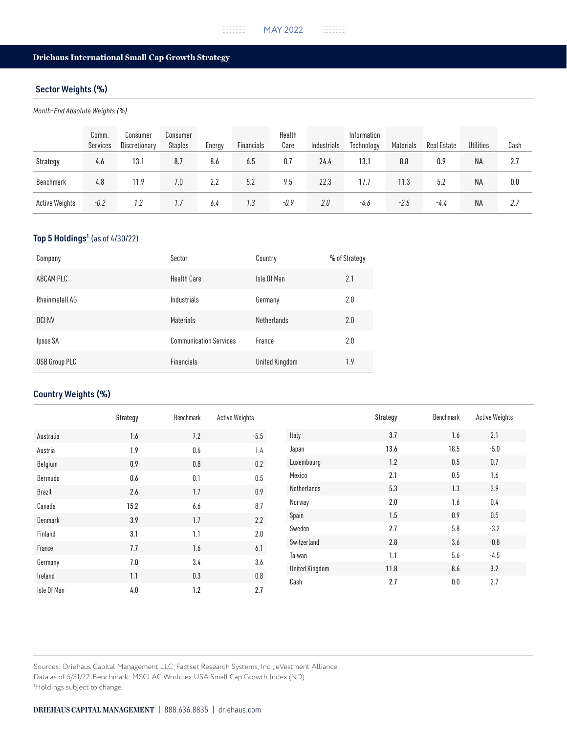## Driehaus International Small Cap Growth Strategy

### Sector Weights (%)

*Month-End Absolute Weights (%)*

| | Comm. Services | Consumer Discretionary | Consumer Staples | Energy | Financials | Health Care | Industrials | Information Technology | Materials | Real Estate | Utilities | Cash |
|---|---|---|---|---|---|---|---|---|---|---|---|---|
| Strategy | 4.6 | 13.1 | 8.7 | 8.6 | 6.5 | 8.7 | 24.4 | 13.1 | 8.8 | 0.9 | NA | 2.7 |
| Benchmark | 4.8 | 11.9 | 7.0 | 2.2 | 5.2 | 9.5 | 22.3 | 17.7 | 11.3 | 5.2 | NA | 0.0 |
| Active Weights | *-0.2* | *1.2* | *1.7* | *6.4* | *1.3* | *-0.9* | *2.0* | *-4.6* | *-2.5* | *-4.4* | NA | *2.7* |

### Top 5 Holdings[1] (as of 4/30/22)

| Company | Sector | Country | % of Strategy |
|---|---|---|---|
| ABCAM PLC | Health Care | Isle Of Man | 2.1 |
| Rheinmetall AG | Industrials | Germany | 2.0 |
| OCI NV | Materials | Netherlands | 2.0 |
| Ipsos SA | Communication Services | France | 2.0 |
| OSB Group PLC | Financials | United Kingdom | 1.9 |

### Country Weights (%)

| | Strategy | Benchmark | Active Weights |
|---|---|---|---|
| Australia | 1.6 | 7.2 | -5.5 |
| Austria | 1.9 | 0.6 | 1.4 |
| Belgium | 0.9 | 0.8 | 0.2 |
| Bermuda | 0.6 | 0.1 | 0.5 |
| Brazil | 2.6 | 1.7 | 0.9 |
| Canada | 15.2 | 6.6 | 8.7 |
| Denmark | 3.9 | 1.7 | 2.2 |
| Finland | 3.1 | 1.1 | 2.0 |
| France | 7.7 | 1.6 | 6.1 |
| Germany | 7.0 | 3.4 | 3.6 |
| Ireland | 1.1 | 0.3 | 0.8 |
| Isle Of Man | 4.0 | 1.2 | 2.7 |
| Italy | 3.7 | 1.6 | 2.1 |
| Japan | 13.6 | 18.5 | -5.0 |
| Luxembourg | 1.2 | 0.5 | 0.7 |
| Mexico | 2.1 | 0.5 | 1.6 |
| Netherlands | 5.3 | 1.3 | 3.9 |
| Norway | 2.0 | 1.6 | 0.4 |
| Spain | 1.5 | 0.9 | 0.5 |
| Sweden | 2.7 | 5.8 | -3.2 |
| Switzerland | 2.8 | 3.6 | -0.8 |
| Taiwan | 1.1 | 5.6 | -4.5 |
| United Kingdom | 11.8 | 8.6 | 3.2 |
| Cash | 2.7 | 0.0 | 2.7 |

Sources: Driehaus Capital Management LLC, Factset Research Systems, Inc., eVestment Alliance
Data as of 5/31/22. Benchmark: MSCI AC World ex USA Small Cap Growth Index (ND)
[1]Holdings subject to change.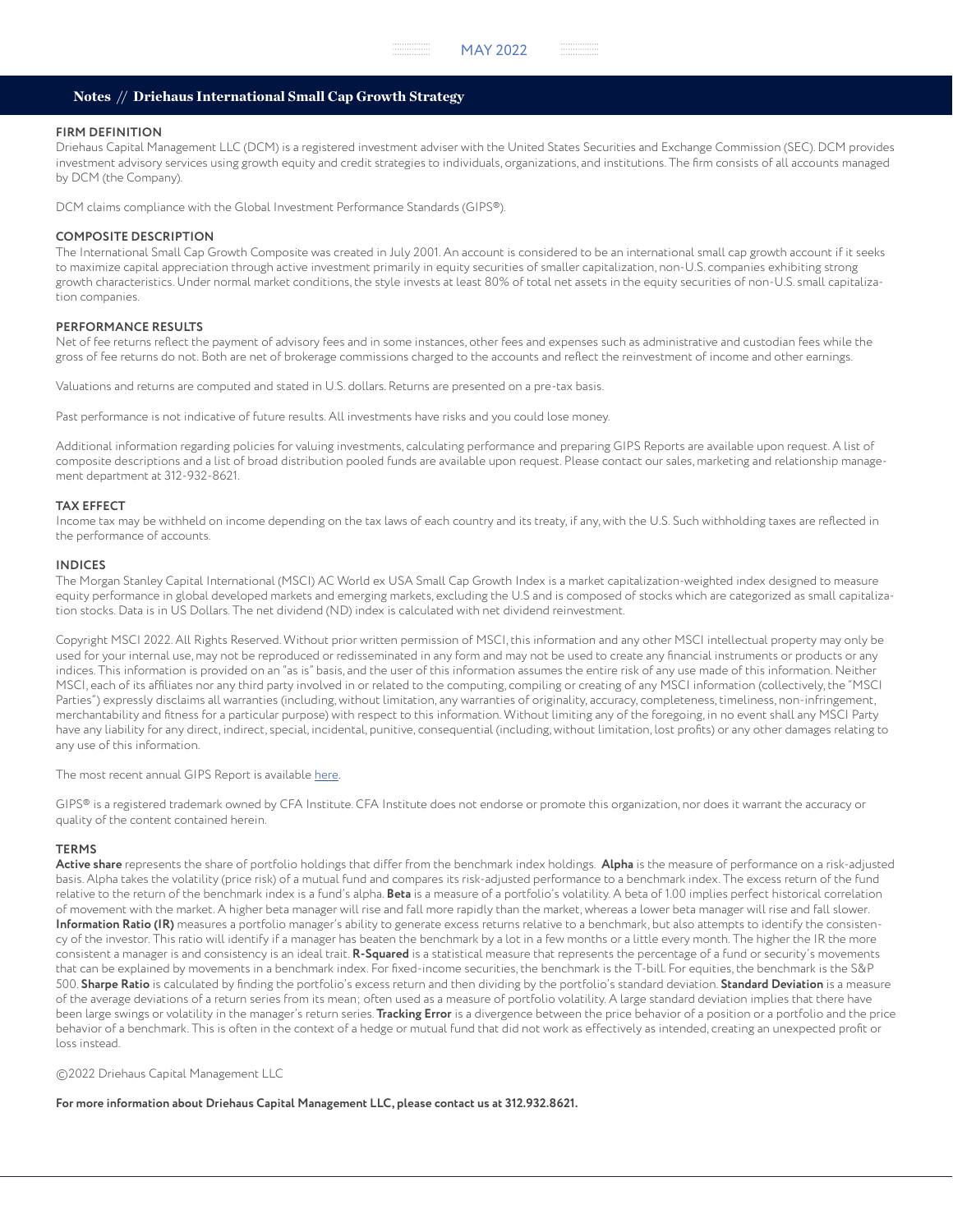## Notes // Driehaus International Small Cap Growth Strategy

### FIRM DEFINITION

Driehaus Capital Management LLC (DCM) is a registered investment adviser with the United States Securities and Exchange Commission (SEC). DCM provides investment advisory services using growth equity and credit strategies to individuals, organizations, and institutions. The firm consists of all accounts managed by DCM (the Company).

DCM claims compliance with the Global Investment Performance Standards (GIPS®).

### COMPOSITE DESCRIPTION

The International Small Cap Growth Composite was created in July 2001. An account is considered to be an international small cap growth account if it seeks to maximize capital appreciation through active investment primarily in equity securities of smaller capitalization, non-U.S. companies exhibiting strong growth characteristics. Under normal market conditions, the style invests at least 80% of total net assets in the equity securities of non-U.S. small capitalization companies.

### PERFORMANCE RESULTS

Net of fee returns reflect the payment of advisory fees and in some instances, other fees and expenses such as administrative and custodian fees while the gross of fee returns do not. Both are net of brokerage commissions charged to the accounts and reflect the reinvestment of income and other earnings.

Valuations and returns are computed and stated in U.S. dollars. Returns are presented on a pre-tax basis.

Past performance is not indicative of future results. All investments have risks and you could lose money.

Additional information regarding policies for valuing investments, calculating performance and preparing GIPS Reports are available upon request. A list of composite descriptions and a list of broad distribution pooled funds are available upon request. Please contact our sales, marketing and relationship management department at 312-932-8621.

### TAX EFFECT

Income tax may be withheld on income depending on the tax laws of each country and its treaty, if any, with the U.S. Such withholding taxes are reflected in the performance of accounts.

### INDICES

The Morgan Stanley Capital International (MSCI) AC World ex USA Small Cap Growth Index is a market capitalization-weighted index designed to measure equity performance in global developed markets and emerging markets, excluding the U.S and is composed of stocks which are categorized as small capitalization stocks. Data is in US Dollars. The net dividend (ND) index is calculated with net dividend reinvestment.

Copyright MSCI 2022. All Rights Reserved. Without prior written permission of MSCI, this information and any other MSCI intellectual property may only be used for your internal use, may not be reproduced or redisseminated in any form and may not be used to create any financial instruments or products or any indices. This information is provided on an "as is" basis, and the user of this information assumes the entire risk of any use made of this information. Neither MSCI, each of its affiliates nor any third party involved in or related to the computing, compiling or creating of any MSCI information (collectively, the "MSCI Parties") expressly disclaims all warranties (including, without limitation, any warranties of originality, accuracy, completeness, timeliness, non-infringement, merchantability and fitness for a particular purpose) with respect to this information. Without limiting any of the foregoing, in no event shall any MSCI Party have any liability for any direct, indirect, special, incidental, punitive, consequential (including, without limitation, lost profits) or any other damages relating to any use of this information.

The most recent annual GIPS Report is available here.

GIPS® is a registered trademark owned by CFA Institute. CFA Institute does not endorse or promote this organization, nor does it warrant the accuracy or quality of the content contained herein.

### TERMS

**Active share** represents the share of portfolio holdings that differ from the benchmark index holdings. **Alpha** is the measure of performance on a risk-adjusted basis. Alpha takes the volatility (price risk) of a mutual fund and compares its risk-adjusted performance to a benchmark index. The excess return of the fund relative to the return of the benchmark index is a fund's alpha. **Beta** is a measure of a portfolio's volatility. A beta of 1.00 implies perfect historical correlation of movement with the market. A higher beta manager will rise and fall more rapidly than the market, whereas a lower beta manager will rise and fall slower. **Information Ratio (IR)** measures a portfolio manager's ability to generate excess returns relative to a benchmark, but also attempts to identify the consistency of the investor. This ratio will identify if a manager has beaten the benchmark by a lot in a few months or a little every month. The higher the IR the more consistent a manager is and consistency is an ideal trait. **R-Squared** is a statistical measure that represents the percentage of a fund or security's movements that can be explained by movements in a benchmark index. For fixed-income securities, the benchmark is the T-bill. For equities, the benchmark is the S&P 500. **Sharpe Ratio** is calculated by finding the portfolio's excess return and then dividing by the portfolio's standard deviation. **Standard Deviation** is a measure of the average deviations of a return series from its mean; often used as a measure of portfolio volatility. A large standard deviation implies that there have been large swings or volatility in the manager's return series. **Tracking Error** is a divergence between the price behavior of a position or a portfolio and the price behavior of a benchmark. This is often in the context of a hedge or mutual fund that did not work as effectively as intended, creating an unexpected profit or loss instead.

©2022 Driehaus Capital Management LLC

**For more information about Driehaus Capital Management LLC, please contact us at 312.932.8621.**